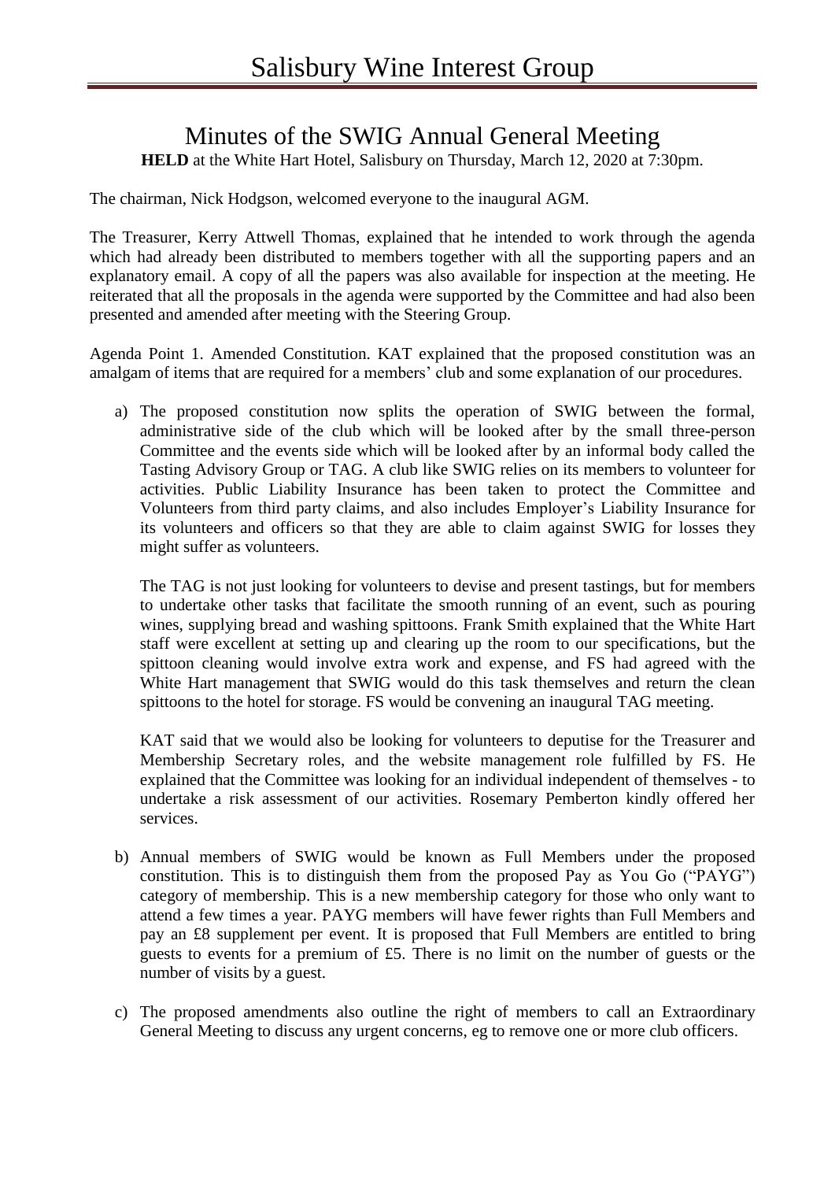# Salisbury Wine Interest Group

## Minutes of the SWIG Annual General Meeting

**HELD** at the White Hart Hotel, Salisbury on Thursday, March 12, 2020 at 7:30pm.

The chairman, Nick Hodgson, welcomed everyone to the inaugural AGM.

The Treasurer, Kerry Attwell Thomas, explained that he intended to work through the agenda which had already been distributed to members together with all the supporting papers and an explanatory email. A copy of all the papers was also available for inspection at the meeting. He reiterated that all the proposals in the agenda were supported by the Committee and had also been presented and amended after meeting with the Steering Group.

Agenda Point 1. Amended Constitution. KAT explained that the proposed constitution was an amalgam of items that are required for a members' club and some explanation of our procedures.

a) The proposed constitution now splits the operation of SWIG between the formal, administrative side of the club which will be looked after by the small three-person Committee and the events side which will be looked after by an informal body called the Tasting Advisory Group or TAG. A club like SWIG relies on its members to volunteer for activities. Public Liability Insurance has been taken to protect the Committee and Volunteers from third party claims, and also includes Employer's Liability Insurance for its volunteers and officers so that they are able to claim against SWIG for losses they might suffer as volunteers.

   The TAG is not just looking for volunteers to devise and present tastings, but for members to undertake other tasks that facilitate the smooth running of an event, such as pouring wines, supplying bread and washing spittoons. Frank Smith explained that the White Hart staff were excellent at setting up and clearing up the room to our specifications, but the spittoon cleaning would involve extra work and expense, and FS had agreed with the White Hart management that SWIG would do this task themselves and return the clean spittoons to the hotel for storage. FS would be convening an inaugural TAG meeting.

   KAT said that we would also be looking for volunteers to deputise for the Treasurer and Membership Secretary roles, and the website management role fulfilled by FS. He explained that the Committee was looking for an individual independent of themselves - to undertake a risk assessment of our activities. Rosemary Pemberton kindly offered her services.

b) Annual members of SWIG would be known as Full Members under the proposed constitution. This is to distinguish them from the proposed Pay as You Go ("PAYG") category of membership. This is a new membership category for those who only want to attend a few times a year. PAYG members will have fewer rights than Full Members and pay an £8 supplement per event. It is proposed that Full Members are entitled to bring guests to events for a premium of £5. There is no limit on the number of guests or the number of visits by a guest.

c) The proposed amendments also outline the right of members to call an Extraordinary General Meeting to discuss any urgent concerns, eg to remove one or more club officers.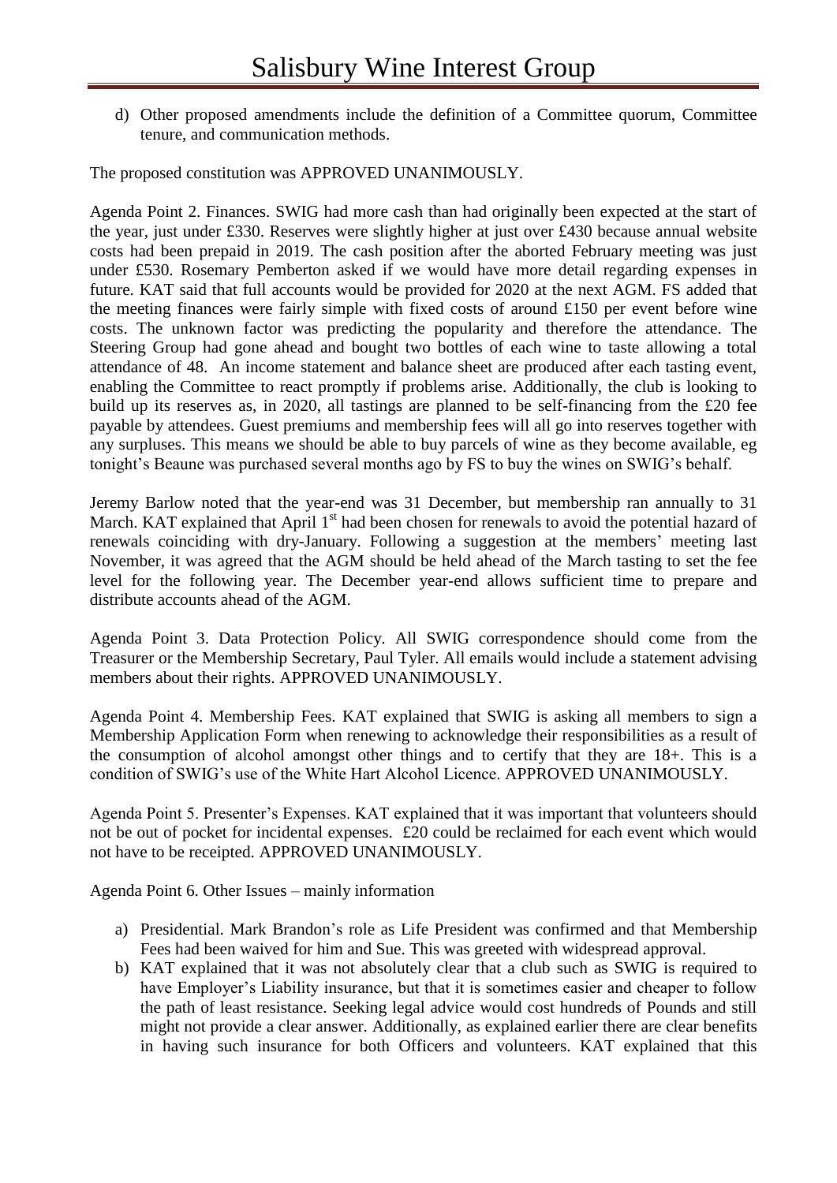d) Other proposed amendments include the definition of a Committee quorum, Committee tenure, and communication methods.

The proposed constitution was APPROVED UNANIMOUSLY.

Agenda Point 2. Finances. SWIG had more cash than had originally been expected at the start of the year, just under £330. Reserves were slightly higher at just over £430 because annual website costs had been prepaid in 2019. The cash position after the aborted February meeting was just under £530. Rosemary Pemberton asked if we would have more detail regarding expenses in future. KAT said that full accounts would be provided for 2020 at the next AGM. FS added that the meeting finances were fairly simple with fixed costs of around £150 per event before wine costs. The unknown factor was predicting the popularity and therefore the attendance. The Steering Group had gone ahead and bought two bottles of each wine to taste allowing a total attendance of 48. An income statement and balance sheet are produced after each tasting event, enabling the Committee to react promptly if problems arise. Additionally, the club is looking to build up its reserves as, in 2020, all tastings are planned to be self-financing from the £20 fee payable by attendees. Guest premiums and membership fees will all go into reserves together with any surpluses. This means we should be able to buy parcels of wine as they become available, eg tonight's Beaune was purchased several months ago by FS to buy the wines on SWIG's behalf.

Jeremy Barlow noted that the year-end was 31 December, but membership ran annually to 31 March. KAT explained that April 1st had been chosen for renewals to avoid the potential hazard of renewals coinciding with dry-January. Following a suggestion at the members' meeting last November, it was agreed that the AGM should be held ahead of the March tasting to set the fee level for the following year. The December year-end allows sufficient time to prepare and distribute accounts ahead of the AGM.

Agenda Point 3. Data Protection Policy. All SWIG correspondence should come from the Treasurer or the Membership Secretary, Paul Tyler. All emails would include a statement advising members about their rights. APPROVED UNANIMOUSLY.

Agenda Point 4. Membership Fees. KAT explained that SWIG is asking all members to sign a Membership Application Form when renewing to acknowledge their responsibilities as a result of the consumption of alcohol amongst other things and to certify that they are 18+. This is a condition of SWIG's use of the White Hart Alcohol Licence. APPROVED UNANIMOUSLY.

Agenda Point 5. Presenter's Expenses. KAT explained that it was important that volunteers should not be out of pocket for incidental expenses. £20 could be reclaimed for each event which would not have to be receipted. APPROVED UNANIMOUSLY.

Agenda Point 6. Other Issues – mainly information

a) Presidential. Mark Brandon's role as Life President was confirmed and that Membership Fees had been waived for him and Sue. This was greeted with widespread approval.
b) KAT explained that it was not absolutely clear that a club such as SWIG is required to have Employer's Liability insurance, but that it is sometimes easier and cheaper to follow the path of least resistance. Seeking legal advice would cost hundreds of Pounds and still might not provide a clear answer. Additionally, as explained earlier there are clear benefits in having such insurance for both Officers and volunteers. KAT explained that this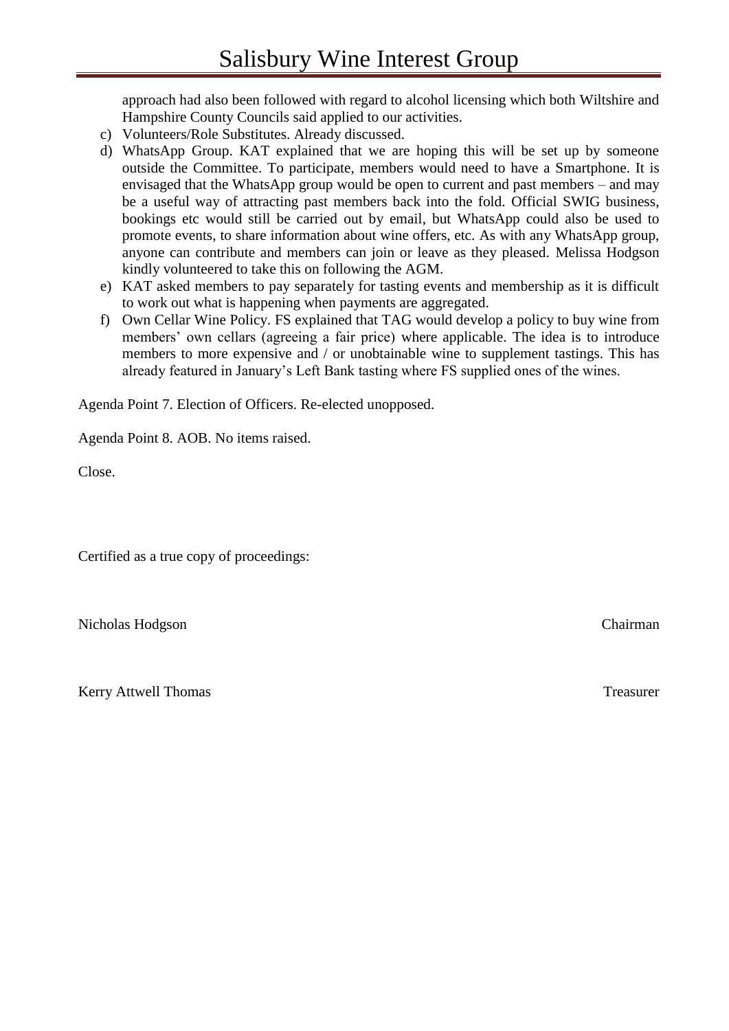approach had also been followed with regard to alcohol licensing which both Wiltshire and Hampshire County Councils said applied to our activities.

c) Volunteers/Role Substitutes. Already discussed.
d) WhatsApp Group. KAT explained that we are hoping this will be set up by someone outside the Committee. To participate, members would need to have a Smartphone. It is envisaged that the WhatsApp group would be open to current and past members – and may be a useful way of attracting past members back into the fold. Official SWIG business, bookings etc would still be carried out by email, but WhatsApp could also be used to promote events, to share information about wine offers, etc. As with any WhatsApp group, anyone can contribute and members can join or leave as they pleased. Melissa Hodgson kindly volunteered to take this on following the AGM.
e) KAT asked members to pay separately for tasting events and membership as it is difficult to work out what is happening when payments are aggregated.
f) Own Cellar Wine Policy. FS explained that TAG would develop a policy to buy wine from members' own cellars (agreeing a fair price) where applicable. The idea is to introduce members to more expensive and / or unobtainable wine to supplement tastings. This has already featured in January's Left Bank tasting where FS supplied ones of the wines.

Agenda Point 7. Election of Officers. Re-elected unopposed.

Agenda Point 8. AOB. No items raised.

Close.

Certified as a true copy of proceedings:

Nicholas Hodgson — Chairman

Kerry Attwell Thomas — Treasurer